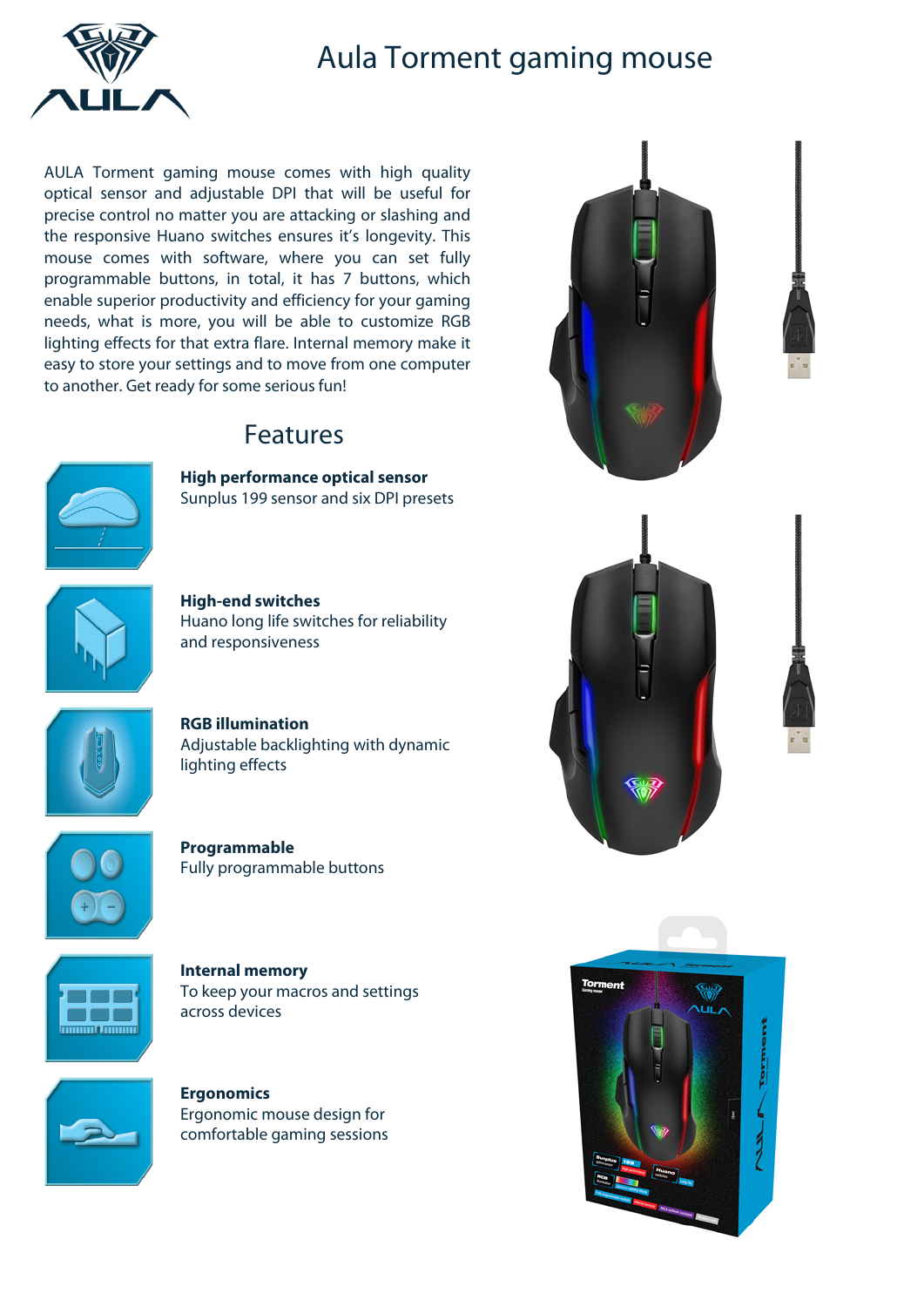# Aula Torment gaming mouse

AULA Torment gaming mouse comes with high quality optical sensor and adjustable DPI that will be useful for precise control no matter you are attacking or slashing and the responsive Huano switches ensures it's longevity. This mouse comes with software, where you can set fully programmable buttons, in total, it has 7 buttons, which enable superior productivity and efficiency for your gaming needs, what is more, you will be able to customize RGB lighting effects for that extra flare. Internal memory make it easy to store your settings and to move from one computer to another. Get ready for some serious fun!

## Features

**High performance optical sensor**
Sunplus 199 sensor and six DPI presets

**High-end switches**
Huano long life switches for reliability and responsiveness

**RGB illumination**
Adjustable backlighting with dynamic lighting effects

**Programmable**
Fully programmable buttons

**Internal memory**
To keep your macros and settings across devices

**Ergonomics**
Ergonomic mouse design for comfortable gaming sessions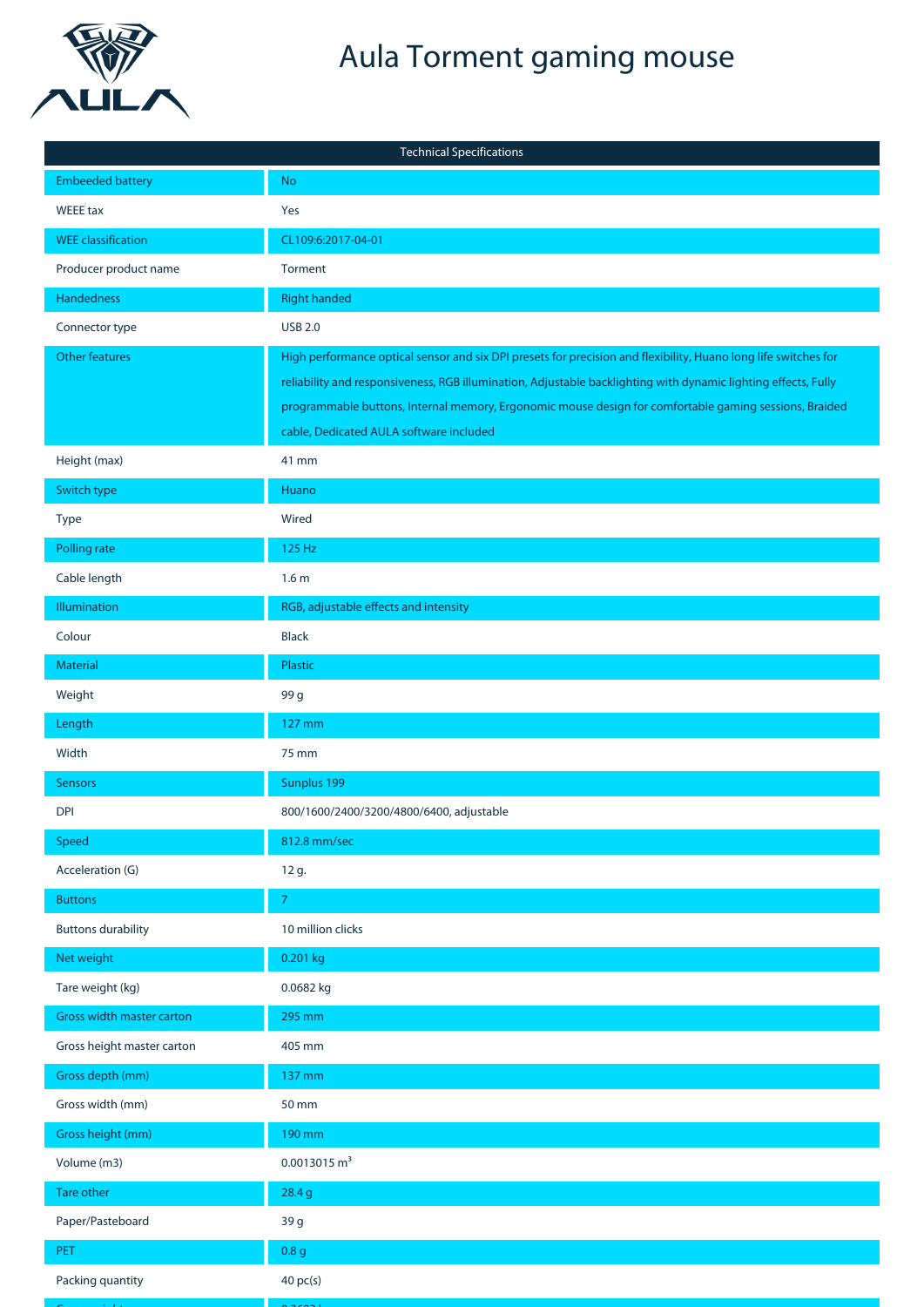# Aula Torment gaming mouse

| Technical Specifications | |
|---|---|
| Embeeded battery | No |
| WEEE tax | Yes |
| WEE classification | CL109:6:2017-04-01 |
| Producer product name | Torment |
| Handedness | Right handed |
| Connector type | USB 2.0 |
| Other features | High performance optical sensor and six DPI presets for precision and flexibility, Huano long life switches for reliability and responsiveness, RGB illumination, Adjustable backlighting with dynamic lighting effects, Fully programmable buttons, Internal memory, Ergonomic mouse design for comfortable gaming sessions, Braided cable, Dedicated AULA software included |
| Height (max) | 41 mm |
| Switch type | Huano |
| Type | Wired |
| Polling rate | 125 Hz |
| Cable length | 1.6 m |
| Illumination | RGB, adjustable effects and intensity |
| Colour | Black |
| Material | Plastic |
| Weight | 99 g |
| Length | 127 mm |
| Width | 75 mm |
| Sensors | Sunplus 199 |
| DPI | 800/1600/2400/3200/4800/6400, adjustable |
| Speed | 812.8 mm/sec |
| Acceleration (G) | 12 g. |
| Buttons | 7 |
| Buttons durability | 10 million clicks |
| Net weight | 0.201 kg |
| Tare weight (kg) | 0.0682 kg |
| Gross width master carton | 295 mm |
| Gross height master carton | 405 mm |
| Gross depth (mm) | 137 mm |
| Gross width (mm) | 50 mm |
| Gross height (mm) | 190 mm |
| Volume (m3) | 0.0013015 $m^3$ |
| Tare other | 28.4 g |
| Paper/Pasteboard | 39 g |
| PET | 0.8 g |
| Packing quantity | 40 pc(s) |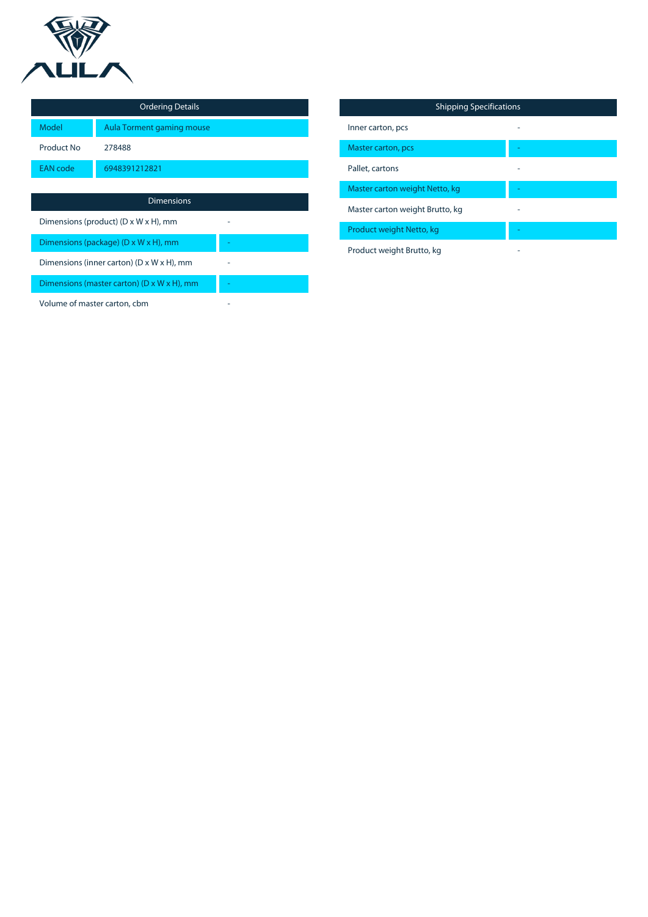| Ordering Details | |
|---|---|
| Model | Aula Torment gaming mouse |
| Product No | 278488 |
| EAN code | 6948391212821 |

| Dimensions | |
|---|---|
| Dimensions (product) (D x W x H), mm | - |
| Dimensions (package) (D x W x H), mm | - |
| Dimensions (inner carton) (D x W x H), mm | - |
| Dimensions (master carton) (D x W x H), mm | - |
| Volume of master carton, cbm | - |

| Shipping Specifications | |
|---|---|
| Inner carton, pcs | - |
| Master carton, pcs | - |
| Pallet, cartons | - |
| Master carton weight Netto, kg | - |
| Master carton weight Brutto, kg | - |
| Product weight Netto, kg | - |
| Product weight Brutto, kg | - |